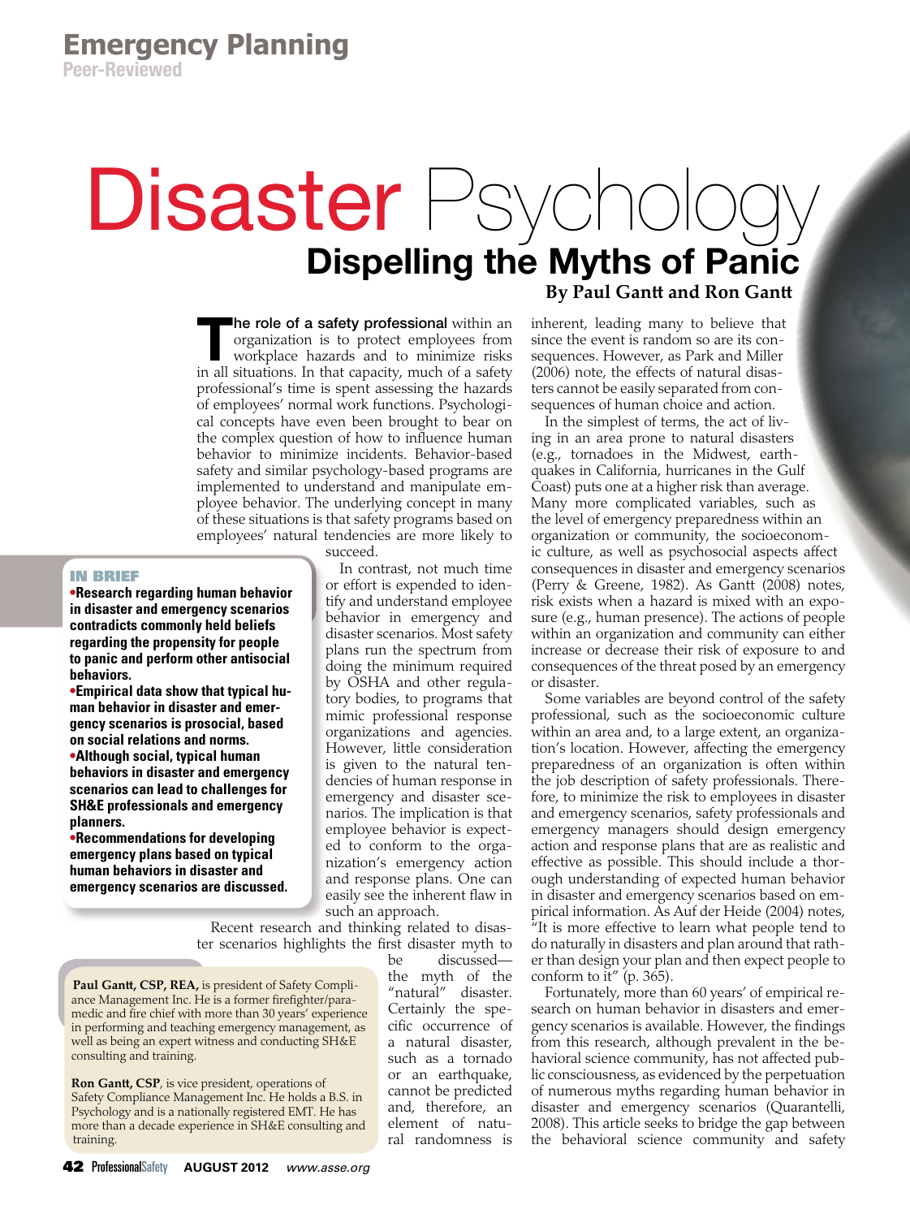Emergency Planning
Peer-Reviewed

# Disaster Psychology

## Dispelling the Myths of Panic

**By Paul Gantt and Ron Gantt**

**IN BRIEF**

- **Research regarding human behavior in disaster and emergency scenarios contradicts commonly held beliefs regarding the propensity for people to panic and perform other antisocial behaviors.**
- **Empirical data show that typical human behavior in disaster and emergency scenarios is prosocial, based on social relations and norms.**
- **Although social, typical human behaviors in disaster and emergency scenarios can lead to challenges for SH&E professionals and emergency planners.**
- **Recommendations for developing emergency plans based on typical human behaviors in disaster and emergency scenarios are discussed.**

**Paul Gantt, CSP, REA,** is president of Safety Compliance Management Inc. He is a former firefighter/paramedic and fire chief with more than 30 years' experience in performing and teaching emergency management, as well as being an expert witness and conducting SH&E consulting and training.

**Ron Gantt, CSP**, is vice president, operations of Safety Compliance Management Inc. He holds a B.S. in Psychology and is a nationally registered EMT. He has more than a decade experience in SH&E consulting and training.

**The role of a safety professional** within an organization is to protect employees from workplace hazards and to minimize risks in all situations. In that capacity, much of a safety professional's time is spent assessing the hazards of employees' normal work functions. Psychological concepts have even been brought to bear on the complex question of how to influence human behavior to minimize incidents. Behavior-based safety and similar psychology-based programs are implemented to understand and manipulate employee behavior. The underlying concept in many of these situations is that safety programs based on employees' natural tendencies are more likely to succeed.

In contrast, not much time or effort is expended to identify and understand employee behavior in emergency and disaster scenarios. Most safety plans run the spectrum from doing the minimum required by OSHA and other regulatory bodies, to programs that mimic professional response organizations and agencies. However, little consideration is given to the natural tendencies of human response in emergency and disaster scenarios. The implication is that employee behavior is expected to conform to the organization's emergency action and response plans. One can easily see the inherent flaw in such an approach.

Recent research and thinking related to disaster scenarios highlights the first disaster myth to be discussed—the myth of the "natural" disaster. Certainly the specific occurrence of a natural disaster, such as a tornado or an earthquake, cannot be predicted and, therefore, an element of natural randomness is inherent, leading many to believe that since the event is random so are its consequences. However, as Park and Miller (2006) note, the effects of natural disasters cannot be easily separated from consequences of human choice and action.

In the simplest of terms, the act of living in an area prone to natural disasters (e.g., tornadoes in the Midwest, earthquakes in California, hurricanes in the Gulf Coast) puts one at a higher risk than average. Many more complicated variables, such as the level of emergency preparedness within an organization or community, the socioeconomic culture, as well as psychosocial aspects affect consequences in disaster and emergency scenarios (Perry & Greene, 1982). As Gantt (2008) notes, risk exists when a hazard is mixed with an exposure (e.g., human presence). The actions of people within an organization and community can either increase or decrease their risk of exposure to and consequences of the threat posed by an emergency or disaster.

Some variables are beyond control of the safety professional, such as the socioeconomic culture within an area and, to a large extent, an organization's location. However, affecting the emergency preparedness of an organization is often within the job description of safety professionals. Therefore, to minimize the risk to employees in disaster and emergency scenarios, safety professionals and emergency managers should design emergency action and response plans that are as realistic and effective as possible. This should include a thorough understanding of expected human behavior in disaster and emergency scenarios based on empirical information. As Auf der Heide (2004) notes, "It is more effective to learn what people tend to do naturally in disasters and plan around that rather than design your plan and then expect people to conform to it" (p. 365).

Fortunately, more than 60 years' of empirical research on human behavior in disasters and emergency scenarios is available. However, the findings from this research, although prevalent in the behavioral science community, has not affected public consciousness, as evidenced by the perpetuation of numerous myths regarding human behavior in disaster and emergency scenarios (Quarantelli, 2008). This article seeks to bridge the gap between the behavioral science community and safety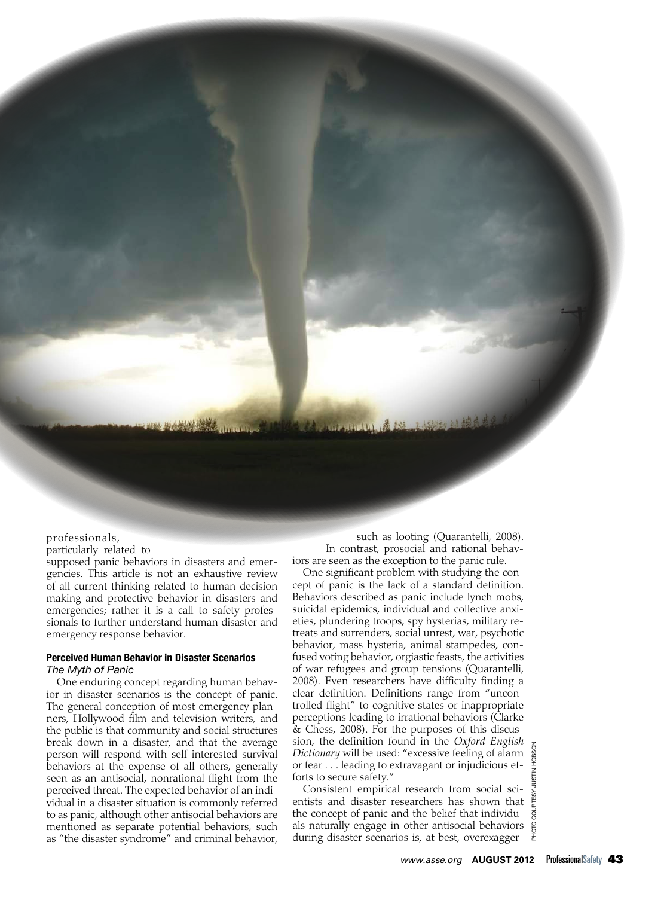professionals, particularly related to supposed panic behaviors in disasters and emergencies. This article is not an exhaustive review of all current thinking related to human decision making and protective behavior in disasters and emergencies; rather it is a call to safety professionals to further understand human disaster and emergency response behavior.

### Perceived Human Behavior in Disaster Scenarios

#### *The Myth of Panic*

One enduring concept regarding human behavior in disaster scenarios is the concept of panic. The general conception of most emergency planners, Hollywood film and television writers, and the public is that community and social structures break down in a disaster, and that the average person will respond with self-interested survival behaviors at the expense of all others, generally seen as an antisocial, nonrational flight from the perceived threat. The expected behavior of an individual in a disaster situation is commonly referred to as panic, although other antisocial behaviors are mentioned as separate potential behaviors, such as "the disaster syndrome" and criminal behavior, such as looting (Quarantelli, 2008). In contrast, prosocial and rational behaviors are seen as the exception to the panic rule.

One significant problem with studying the concept of panic is the lack of a standard definition. Behaviors described as panic include lynch mobs, suicidal epidemics, individual and collective anxieties, plundering troops, spy hysterias, military retreats and surrenders, social unrest, war, psychotic behavior, mass hysteria, animal stampedes, confused voting behavior, orgiastic feasts, the activities of war refugees and group tensions (Quarantelli, 2008). Even researchers have difficulty finding a clear definition. Definitions range from "uncontrolled flight" to cognitive states or inappropriate perceptions leading to irrational behaviors (Clarke & Chess, 2008). For the purposes of this discussion, the definition found in the *Oxford English Dictionary* will be used: "excessive feeling of alarm or fear . . . leading to extravagant or injudicious efforts to secure safety."

Consistent empirical research from social scientists and disaster researchers has shown that the concept of panic and the belief that individuals naturally engage in other antisocial behaviors during disaster scenarios is, at best, overexagger-

PHOTO COURTESY JUSTIN HOBSON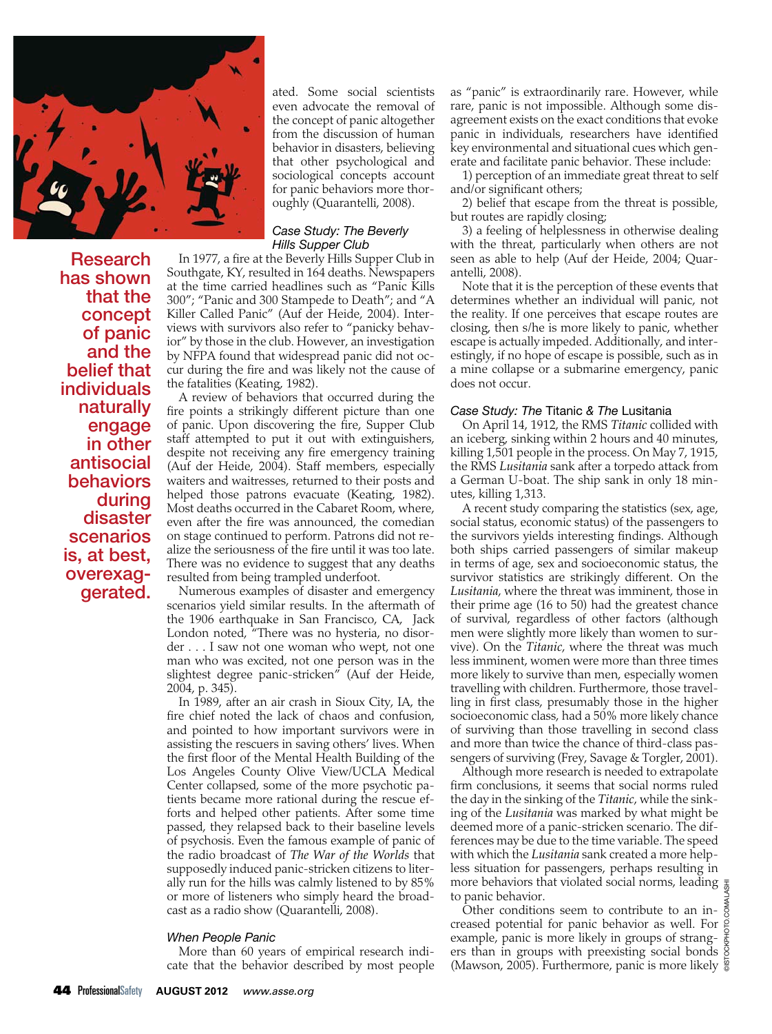ated. Some social scientists even advocate the removal of the concept of panic altogether from the discussion of human behavior in disasters, believing that other psychological and sociological concepts account for panic behaviors more thoroughly (Quarantelli, 2008).

**Research has shown that the concept of panic and the belief that individuals naturally engage in other antisocial behaviors during disaster scenarios is, at best, overexaggerated.**

### *Case Study: The Beverly Hills Supper Club*

In 1977, a fire at the Beverly Hills Supper Club in Southgate, KY, resulted in 164 deaths. Newspapers at the time carried headlines such as "Panic Kills 300"; "Panic and 300 Stampede to Death"; and "A Killer Called Panic" (Auf der Heide, 2004). Interviews with survivors also refer to "panicky behavior" by those in the club. However, an investigation by NFPA found that widespread panic did not occur during the fire and was likely not the cause of the fatalities (Keating, 1982).

A review of behaviors that occurred during the fire points a strikingly different picture than one of panic. Upon discovering the fire, Supper Club staff attempted to put it out with extinguishers, despite not receiving any fire emergency training (Auf der Heide, 2004). Staff members, especially waiters and waitresses, returned to their posts and helped those patrons evacuate (Keating, 1982). Most deaths occurred in the Cabaret Room, where, even after the fire was announced, the comedian on stage continued to perform. Patrons did not realize the seriousness of the fire until it was too late. There was no evidence to suggest that any deaths resulted from being trampled underfoot.

Numerous examples of disaster and emergency scenarios yield similar results. In the aftermath of the 1906 earthquake in San Francisco, CA, Jack London noted, "There was no hysteria, no disorder . . . I saw not one woman who wept, not one man who was excited, not one person was in the slightest degree panic-stricken" (Auf der Heide, 2004, p. 345).

In 1989, after an air crash in Sioux City, IA, the fire chief noted the lack of chaos and confusion, and pointed to how important survivors were in assisting the rescuers in saving others' lives. When the first floor of the Mental Health Building of the Los Angeles County Olive View/UCLA Medical Center collapsed, some of the more psychotic patients became more rational during the rescue efforts and helped other patients. After some time passed, they relapsed back to their baseline levels of psychosis. Even the famous example of panic of the radio broadcast of *The War of the Worlds* that supposedly induced panic-stricken citizens to literally run for the hills was calmly listened to by 85% or more of listeners who simply heard the broadcast as a radio show (Quarantelli, 2008).

### *When People Panic*

More than 60 years of empirical research indicate that the behavior described by most people as "panic" is extraordinarily rare. However, while rare, panic is not impossible. Although some disagreement exists on the exact conditions that evoke panic in individuals, researchers have identified key environmental and situational cues which generate and facilitate panic behavior. These include:

1) perception of an immediate great threat to self and/or significant others;

2) belief that escape from the threat is possible, but routes are rapidly closing;

3) a feeling of helplessness in otherwise dealing with the threat, particularly when others are not seen as able to help (Auf der Heide, 2004; Quarantelli, 2008).

Note that it is the perception of these events that determines whether an individual will panic, not the reality. If one perceives that escape routes are closing, then s/he is more likely to panic, whether escape is actually impeded. Additionally, and interestingly, if no hope of escape is possible, such as in a mine collapse or a submarine emergency, panic does not occur.

### *Case Study: The* Titanic *& The* Lusitania

On April 14, 1912, the RMS *Titanic* collided with an iceberg, sinking within 2 hours and 40 minutes, killing 1,501 people in the process. On May 7, 1915, the RMS *Lusitania* sank after a torpedo attack from a German U-boat. The ship sank in only 18 minutes, killing 1,313.

A recent study comparing the statistics (sex, age, social status, economic status) of the passengers to the survivors yields interesting findings. Although both ships carried passengers of similar makeup in terms of age, sex and socioeconomic status, the survivor statistics are strikingly different. On the *Lusitania*, where the threat was imminent, those in their prime age (16 to 50) had the greatest chance of survival, regardless of other factors (although men were slightly more likely than women to survive). On the *Titanic*, where the threat was much less imminent, women were more than three times more likely to survive than men, especially women travelling with children. Furthermore, those travelling in first class, presumably those in the higher socioeconomic class, had a 50% more likely chance of surviving than those travelling in second class and more than twice the chance of third-class passengers of surviving (Frey, Savage & Torgler, 2001).

Although more research is needed to extrapolate firm conclusions, it seems that social norms ruled the day in the sinking of the *Titanic*, while the sinking of the *Lusitania* was marked by what might be deemed more of a panic-stricken scenario. The differences may be due to the time variable. The speed with which the *Lusitania* sank created a more helpless situation for passengers, perhaps resulting in more behaviors that violated social norms, leading to panic behavior.

Other conditions seem to contribute to an increased potential for panic behavior as well. For example, panic is more likely in groups of strangers than in groups with preexisting social bonds (Mawson, 2005). Furthermore, panic is more likely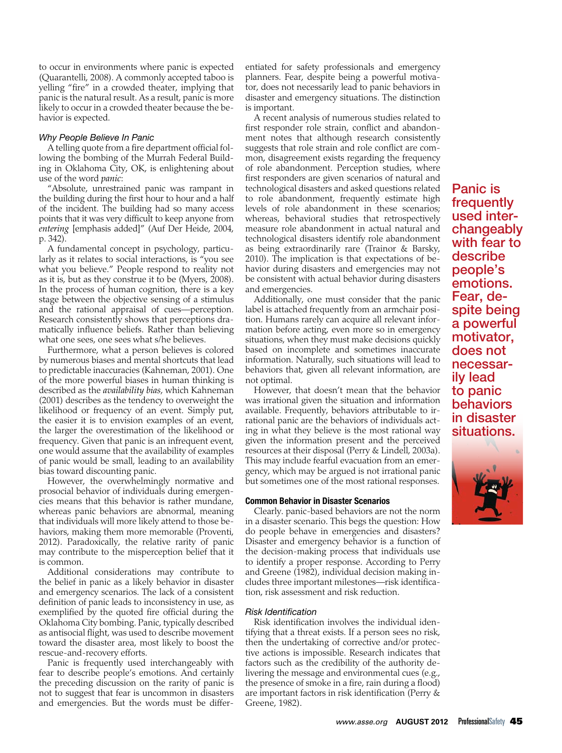to occur in environments where panic is expected (Quarantelli, 2008). A commonly accepted taboo is yelling "fire" in a crowded theater, implying that panic is the natural result. As a result, panic is more likely to occur in a crowded theater because the behavior is expected.

### *Why People Believe In Panic*

A telling quote from a fire department official following the bombing of the Murrah Federal Building in Oklahoma City, OK, is enlightening about use of the word *panic*:

"Absolute, unrestrained panic was rampant in the building during the first hour to hour and a half of the incident. The building had so many access points that it was very difficult to keep anyone from *entering* [emphasis added]" (Auf Der Heide, 2004, p. 342).

A fundamental concept in psychology, particularly as it relates to social interactions, is "you see what you believe." People respond to reality not as it is, but as they construe it to be (Myers, 2008). In the process of human cognition, there is a key stage between the objective sensing of a stimulus and the rational appraisal of cues—perception. Research consistently shows that perceptions dramatically influence beliefs. Rather than believing what one sees, one sees what s/he believes.

Furthermore, what a person believes is colored by numerous biases and mental shortcuts that lead to predictable inaccuracies (Kahneman, 2001). One of the more powerful biases in human thinking is described as the *availability bias*, which Kahneman (2001) describes as the tendency to overweight the likelihood or frequency of an event. Simply put, the easier it is to envision examples of an event, the larger the overestimation of the likelihood or frequency. Given that panic is an infrequent event, one would assume that the availability of examples of panic would be small, leading to an availability bias toward discounting panic.

However, the overwhelmingly normative and prosocial behavior of individuals during emergencies means that this behavior is rather mundane, whereas panic behaviors are abnormal, meaning that individuals will more likely attend to those behaviors, making them more memorable (Proventi, 2012). Paradoxically, the relative rarity of panic may contribute to the misperception belief that it is common.

Additional considerations may contribute to the belief in panic as a likely behavior in disaster and emergency scenarios. The lack of a consistent definition of panic leads to inconsistency in use, as exemplified by the quoted fire official during the Oklahoma City bombing. Panic, typically described as antisocial flight, was used to describe movement toward the disaster area, most likely to boost the rescue-and-recovery efforts.

Panic is frequently used interchangeably with fear to describe people's emotions. And certainly the preceding discussion on the rarity of panic is not to suggest that fear is uncommon in disasters and emergencies. But the words must be differentiated for safety professionals and emergency planners. Fear, despite being a powerful motivator, does not necessarily lead to panic behaviors in disaster and emergency situations. The distinction is important.

A recent analysis of numerous studies related to first responder role strain, conflict and abandonment notes that although research consistently suggests that role strain and role conflict are common, disagreement exists regarding the frequency of role abandonment. Perception studies, where first responders are given scenarios of natural and technological disasters and asked questions related to role abandonment, frequently estimate high levels of role abandonment in these scenarios; whereas, behavioral studies that retrospectively measure role abandonment in actual natural and technological disasters identify role abandonment as being extraordinarily rare (Trainor & Barsky, 2010). The implication is that expectations of behavior during disasters and emergencies may not be consistent with actual behavior during disasters and emergencies.

Additionally, one must consider that the panic label is attached frequently from an armchair position. Humans rarely can acquire all relevant information before acting, even more so in emergency situations, when they must make decisions quickly based on incomplete and sometimes inaccurate information. Naturally, such situations will lead to behaviors that, given all relevant information, are not optimal.

However, that doesn't mean that the behavior was irrational given the situation and information available. Frequently, behaviors attributable to irrational panic are the behaviors of individuals acting in what they believe is the most rational way given the information present and the perceived resources at their disposal (Perry & Lindell, 2003a). This may include fearful evacuation from an emergency, which may be argued is not irrational panic but sometimes one of the most rational responses.

**Panic is frequently used interchangeably with fear to describe people's emotions. Fear, despite being a powerful motivator, does not necessarily lead to panic behaviors in disaster situations.**

## Common Behavior in Disaster Scenarios

Clearly. panic-based behaviors are not the norm in a disaster scenario. This begs the question: How do people behave in emergencies and disasters? Disaster and emergency behavior is a function of the decision-making process that individuals use to identify a proper response. According to Perry and Greene (1982), individual decision making includes three important milestones—risk identification, risk assessment and risk reduction.

### *Risk Identification*

Risk identification involves the individual identifying that a threat exists. If a person sees no risk, then the undertaking of corrective and/or protective actions is impossible. Research indicates that factors such as the credibility of the authority delivering the message and environmental cues (e.g., the presence of smoke in a fire, rain during a flood) are important factors in risk identification (Perry & Greene, 1982).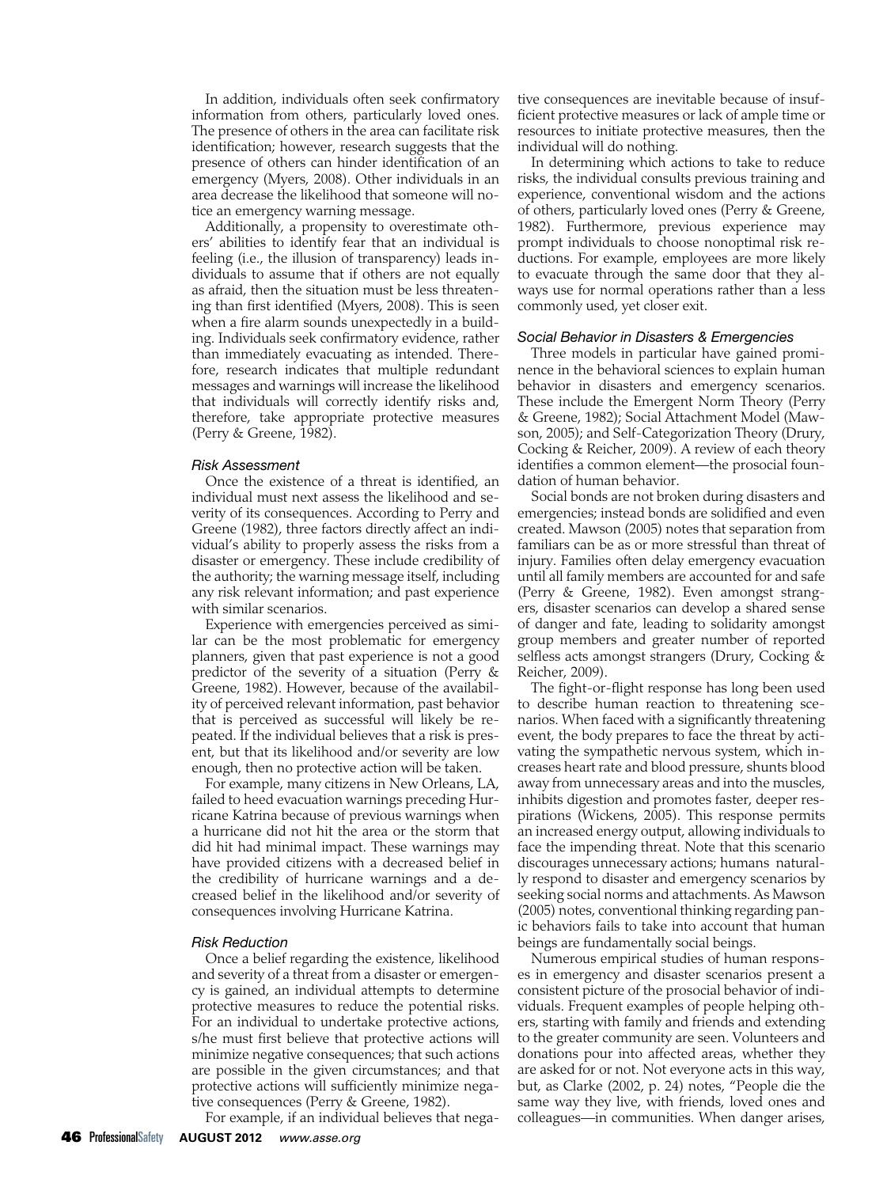In addition, individuals often seek confirmatory information from others, particularly loved ones. The presence of others in the area can facilitate risk identification; however, research suggests that the presence of others can hinder identification of an emergency (Myers, 2008). Other individuals in an area decrease the likelihood that someone will notice an emergency warning message.

Additionally, a propensity to overestimate others' abilities to identify fear that an individual is feeling (i.e., the illusion of transparency) leads individuals to assume that if others are not equally as afraid, then the situation must be less threatening than first identified (Myers, 2008). This is seen when a fire alarm sounds unexpectedly in a building. Individuals seek confirmatory evidence, rather than immediately evacuating as intended. Therefore, research indicates that multiple redundant messages and warnings will increase the likelihood that individuals will correctly identify risks and, therefore, take appropriate protective measures (Perry & Greene, 1982).

### *Risk Assessment*

Once the existence of a threat is identified, an individual must next assess the likelihood and severity of its consequences. According to Perry and Greene (1982), three factors directly affect an individual's ability to properly assess the risks from a disaster or emergency. These include credibility of the authority; the warning message itself, including any risk relevant information; and past experience with similar scenarios.

Experience with emergencies perceived as similar can be the most problematic for emergency planners, given that past experience is not a good predictor of the severity of a situation (Perry & Greene, 1982). However, because of the availability of perceived relevant information, past behavior that is perceived as successful will likely be repeated. If the individual believes that a risk is present, but that its likelihood and/or severity are low enough, then no protective action will be taken.

For example, many citizens in New Orleans, LA, failed to heed evacuation warnings preceding Hurricane Katrina because of previous warnings when a hurricane did not hit the area or the storm that did hit had minimal impact. These warnings may have provided citizens with a decreased belief in the credibility of hurricane warnings and a decreased belief in the likelihood and/or severity of consequences involving Hurricane Katrina.

### *Risk Reduction*

Once a belief regarding the existence, likelihood and severity of a threat from a disaster or emergency is gained, an individual attempts to determine protective measures to reduce the potential risks. For an individual to undertake protective actions, s/he must first believe that protective actions will minimize negative consequences; that such actions are possible in the given circumstances; and that protective actions will sufficiently minimize negative consequences (Perry & Greene, 1982).

For example, if an individual believes that negative consequences are inevitable because of insufficient protective measures or lack of ample time or resources to initiate protective measures, then the individual will do nothing.

In determining which actions to take to reduce risks, the individual consults previous training and experience, conventional wisdom and the actions of others, particularly loved ones (Perry & Greene, 1982). Furthermore, previous experience may prompt individuals to choose nonoptimal risk reductions. For example, employees are more likely to evacuate through the same door that they always use for normal operations rather than a less commonly used, yet closer exit.

### *Social Behavior in Disasters & Emergencies*

Three models in particular have gained prominence in the behavioral sciences to explain human behavior in disasters and emergency scenarios. These include the Emergent Norm Theory (Perry & Greene, 1982); Social Attachment Model (Mawson, 2005); and Self-Categorization Theory (Drury, Cocking & Reicher, 2009). A review of each theory identifies a common element—the prosocial foundation of human behavior.

Social bonds are not broken during disasters and emergencies; instead bonds are solidified and even created. Mawson (2005) notes that separation from familiars can be as or more stressful than threat of injury. Families often delay emergency evacuation until all family members are accounted for and safe (Perry & Greene, 1982). Even amongst strangers, disaster scenarios can develop a shared sense of danger and fate, leading to solidarity amongst group members and greater number of reported selfless acts amongst strangers (Drury, Cocking & Reicher, 2009).

The fight-or-flight response has long been used to describe human reaction to threatening scenarios. When faced with a significantly threatening event, the body prepares to face the threat by activating the sympathetic nervous system, which increases heart rate and blood pressure, shunts blood away from unnecessary areas and into the muscles, inhibits digestion and promotes faster, deeper respirations (Wickens, 2005). This response permits an increased energy output, allowing individuals to face the impending threat. Note that this scenario discourages unnecessary actions; humans naturally respond to disaster and emergency scenarios by seeking social norms and attachments. As Mawson (2005) notes, conventional thinking regarding panic behaviors fails to take into account that human beings are fundamentally social beings.

Numerous empirical studies of human responses in emergency and disaster scenarios present a consistent picture of the prosocial behavior of individuals. Frequent examples of people helping others, starting with family and friends and extending to the greater community are seen. Volunteers and donations pour into affected areas, whether they are asked for or not. Not everyone acts in this way, but, as Clarke (2002, p. 24) notes, "People die the same way they live, with friends, loved ones and colleagues—in communities. When danger arises,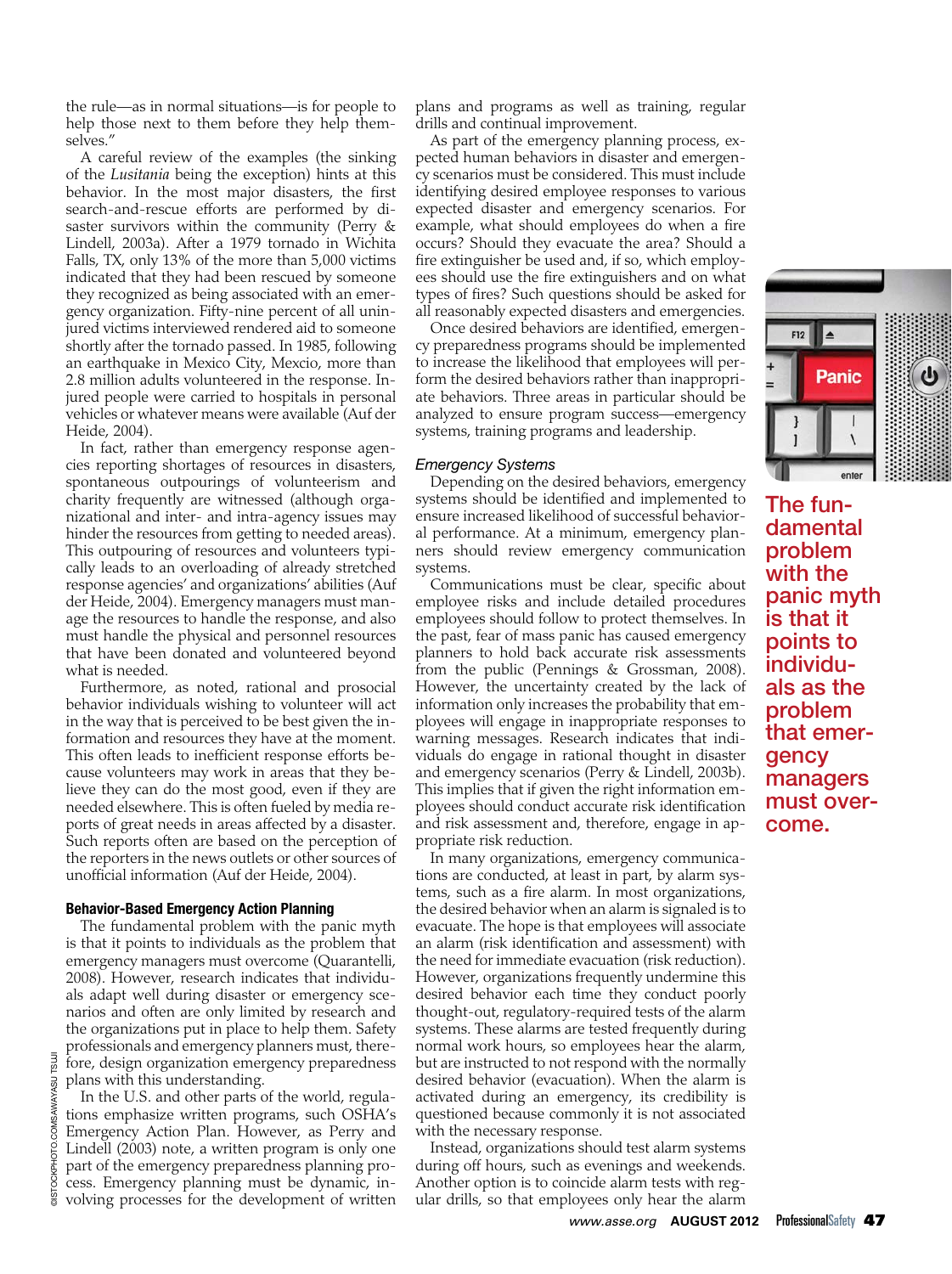the rule—as in normal situations—is for people to help those next to them before they help themselves."

A careful review of the examples (the sinking of the *Lusitania* being the exception) hints at this behavior. In the most major disasters, the first search-and-rescue efforts are performed by disaster survivors within the community (Perry & Lindell, 2003a). After a 1979 tornado in Wichita Falls, TX, only 13% of the more than 5,000 victims indicated that they had been rescued by someone they recognized as being associated with an emergency organization. Fifty-nine percent of all uninjured victims interviewed rendered aid to someone shortly after the tornado passed. In 1985, following an earthquake in Mexico City, Mexcio, more than 2.8 million adults volunteered in the response. Injured people were carried to hospitals in personal vehicles or whatever means were available (Auf der Heide, 2004).

In fact, rather than emergency response agencies reporting shortages of resources in disasters, spontaneous outpourings of volunteerism and charity frequently are witnessed (although organizational and inter- and intra-agency issues may hinder the resources from getting to needed areas). This outpouring of resources and volunteers typically leads to an overloading of already stretched response agencies' and organizations' abilities (Auf der Heide, 2004). Emergency managers must manage the resources to handle the response, and also must handle the physical and personnel resources that have been donated and volunteered beyond what is needed.

Furthermore, as noted, rational and prosocial behavior individuals wishing to volunteer will act in the way that is perceived to be best given the information and resources they have at the moment. This often leads to inefficient response efforts because volunteers may work in areas that they believe they can do the most good, even if they are needed elsewhere. This is often fueled by media reports of great needs in areas affected by a disaster. Such reports often are based on the perception of the reporters in the news outlets or other sources of unofficial information (Auf der Heide, 2004).

### Behavior-Based Emergency Action Planning

The fundamental problem with the panic myth is that it points to individuals as the problem that emergency managers must overcome (Quarantelli, 2008). However, research indicates that individuals adapt well during disaster or emergency scenarios and often are only limited by research and the organizations put in place to help them. Safety professionals and emergency planners must, therefore, design organization emergency preparedness plans with this understanding.

In the U.S. and other parts of the world, regulations emphasize written programs, such OSHA's Emergency Action Plan. However, as Perry and Lindell (2003) note, a written program is only one part of the emergency preparedness planning process. Emergency planning must be dynamic, involving processes for the development of written plans and programs as well as training, regular drills and continual improvement.

As part of the emergency planning process, expected human behaviors in disaster and emergency scenarios must be considered. This must include identifying desired employee responses to various expected disaster and emergency scenarios. For example, what should employees do when a fire occurs? Should they evacuate the area? Should a fire extinguisher be used and, if so, which employees should use the fire extinguishers and on what types of fires? Such questions should be asked for all reasonably expected disasters and emergencies.

Once desired behaviors are identified, emergency preparedness programs should be implemented to increase the likelihood that employees will perform the desired behaviors rather than inappropriate behaviors. Three areas in particular should be analyzed to ensure program success—emergency systems, training programs and leadership.

### *Emergency Systems*

Depending on the desired behaviors, emergency systems should be identified and implemented to ensure increased likelihood of successful behavioral performance. At a minimum, emergency planners should review emergency communication systems.

Communications must be clear, specific about employee risks and include detailed procedures employees should follow to protect themselves. In the past, fear of mass panic has caused emergency planners to hold back accurate risk assessments from the public (Pennings & Grossman, 2008). However, the uncertainty created by the lack of information only increases the probability that employees will engage in inappropriate responses to warning messages. Research indicates that individuals do engage in rational thought in disaster and emergency scenarios (Perry & Lindell, 2003b). This implies that if given the right information employees should conduct accurate risk identification and risk assessment and, therefore, engage in appropriate risk reduction.

In many organizations, emergency communications are conducted, at least in part, by alarm systems, such as a fire alarm. In most organizations, the desired behavior when an alarm is signaled is to evacuate. The hope is that employees will associate an alarm (risk identification and assessment) with the need for immediate evacuation (risk reduction). However, organizations frequently undermine this desired behavior each time they conduct poorly thought-out, regulatory-required tests of the alarm systems. These alarms are tested frequently during normal work hours, so employees hear the alarm, but are instructed to not respond with the normally desired behavior (evacuation). When the alarm is activated during an emergency, its credibility is questioned because commonly it is not associated with the necessary response.

Instead, organizations should test alarm systems during off hours, such as evenings and weekends. Another option is to coincide alarm tests with regular drills, so that employees only hear the alarm

**The fundamental problem with the panic myth is that it points to individuals as the problem that emergency managers must overcome.**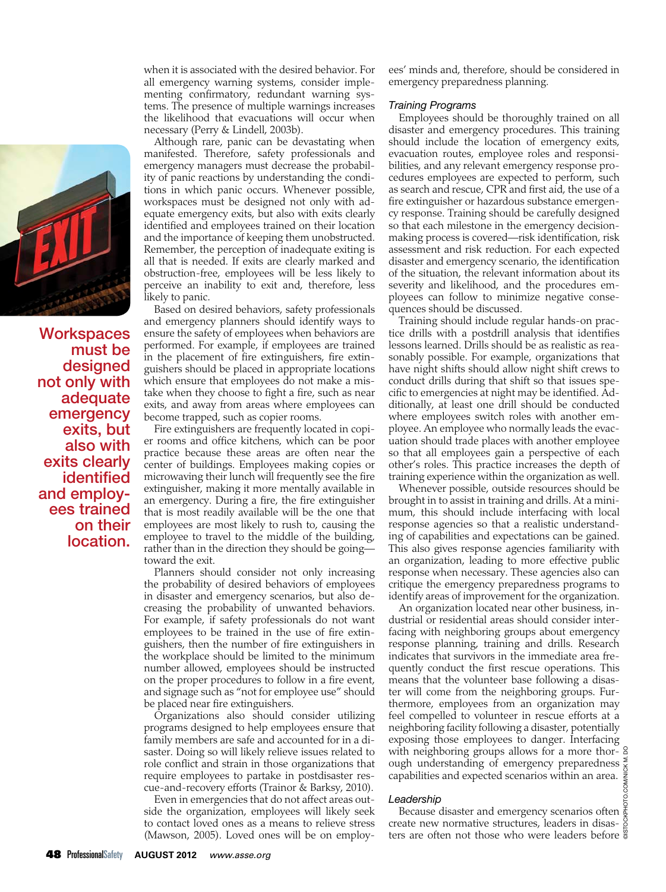when it is associated with the desired behavior. For all emergency warning systems, consider implementing confirmatory, redundant warning systems. The presence of multiple warnings increases the likelihood that evacuations will occur when necessary (Perry & Lindell, 2003b).

Although rare, panic can be devastating when manifested. Therefore, safety professionals and emergency managers must decrease the probability of panic reactions by understanding the conditions in which panic occurs. Whenever possible, workspaces must be designed not only with adequate emergency exits, but also with exits clearly identified and employees trained on their location and the importance of keeping them unobstructed. Remember, the perception of inadequate exiting is all that is needed. If exits are clearly marked and obstruction-free, employees will be less likely to perceive an inability to exit and, therefore, less likely to panic.

**Workspaces must be designed not only with adequate emergency exits, but also with exits clearly identified and employees trained on their location.**

Based on desired behaviors, safety professionals and emergency planners should identify ways to ensure the safety of employees when behaviors are performed. For example, if employees are trained in the placement of fire extinguishers, fire extinguishers should be placed in appropriate locations which ensure that employees do not make a mistake when they choose to fight a fire, such as near exits, and away from areas where employees can become trapped, such as copier rooms.

Fire extinguishers are frequently located in copier rooms and office kitchens, which can be poor practice because these areas are often near the center of buildings. Employees making copies or microwaving their lunch will frequently see the fire extinguisher, making it more mentally available in an emergency. During a fire, the fire extinguisher that is most readily available will be the one that employees are most likely to rush to, causing the employee to travel to the middle of the building, rather than in the direction they should be going—toward the exit.

Planners should consider not only increasing the probability of desired behaviors of employees in disaster and emergency scenarios, but also decreasing the probability of unwanted behaviors. For example, if safety professionals do not want employees to be trained in the use of fire extinguishers, then the number of fire extinguishers in the workplace should be limited to the minimum number allowed, employees should be instructed on the proper procedures to follow in a fire event, and signage such as "not for employee use" should be placed near fire extinguishers.

Organizations also should consider utilizing programs designed to help employees ensure that family members are safe and accounted for in a disaster. Doing so will likely relieve issues related to role conflict and strain in those organizations that require employees to partake in postdisaster rescue-and-recovery efforts (Trainor & Barksy, 2010).

Even in emergencies that do not affect areas outside the organization, employees will likely seek to contact loved ones as a means to relieve stress (Mawson, 2005). Loved ones will be on employees' minds and, therefore, should be considered in emergency preparedness planning.

### *Training Programs*

Employees should be thoroughly trained on all disaster and emergency procedures. This training should include the location of emergency exits, evacuation routes, employee roles and responsibilities, and any relevant emergency response procedures employees are expected to perform, such as search and rescue, CPR and first aid, the use of a fire extinguisher or hazardous substance emergency response. Training should be carefully designed so that each milestone in the emergency decision-making process is covered—risk identification, risk assessment and risk reduction. For each expected disaster and emergency scenario, the identification of the situation, the relevant information about its severity and likelihood, and the procedures employees can follow to minimize negative consequences should be discussed.

Training should include regular hands-on practice drills with a postdrill analysis that identifies lessons learned. Drills should be as realistic as reasonably possible. For example, organizations that have night shifts should allow night shift crews to conduct drills during that shift so that issues specific to emergencies at night may be identified. Additionally, at least one drill should be conducted where employees switch roles with another employee. An employee who normally leads the evacuation should trade places with another employee so that all employees gain a perspective of each other's roles. This practice increases the depth of training experience within the organization as well.

Whenever possible, outside resources should be brought in to assist in training and drills. At a minimum, this should include interfacing with local response agencies so that a realistic understanding of capabilities and expectations can be gained. This also gives response agencies familiarity with an organization, leading to more effective public response when necessary. These agencies also can critique the emergency preparedness programs to identify areas of improvement for the organization.

An organization located near other business, industrial or residential areas should consider interfacing with neighboring groups about emergency response planning, training and drills. Research indicates that survivors in the immediate area frequently conduct the first rescue operations. This means that the volunteer base following a disaster will come from the neighboring groups. Furthermore, employees from an organization may feel compelled to volunteer in rescue efforts at a neighboring facility following a disaster, potentially exposing those employees to danger. Interfacing with neighboring groups allows for a more thorough understanding of emergency preparedness capabilities and expected scenarios within an area.

### *Leadership*

Because disaster and emergency scenarios often create new normative structures, leaders in disasters are often not those who were leaders before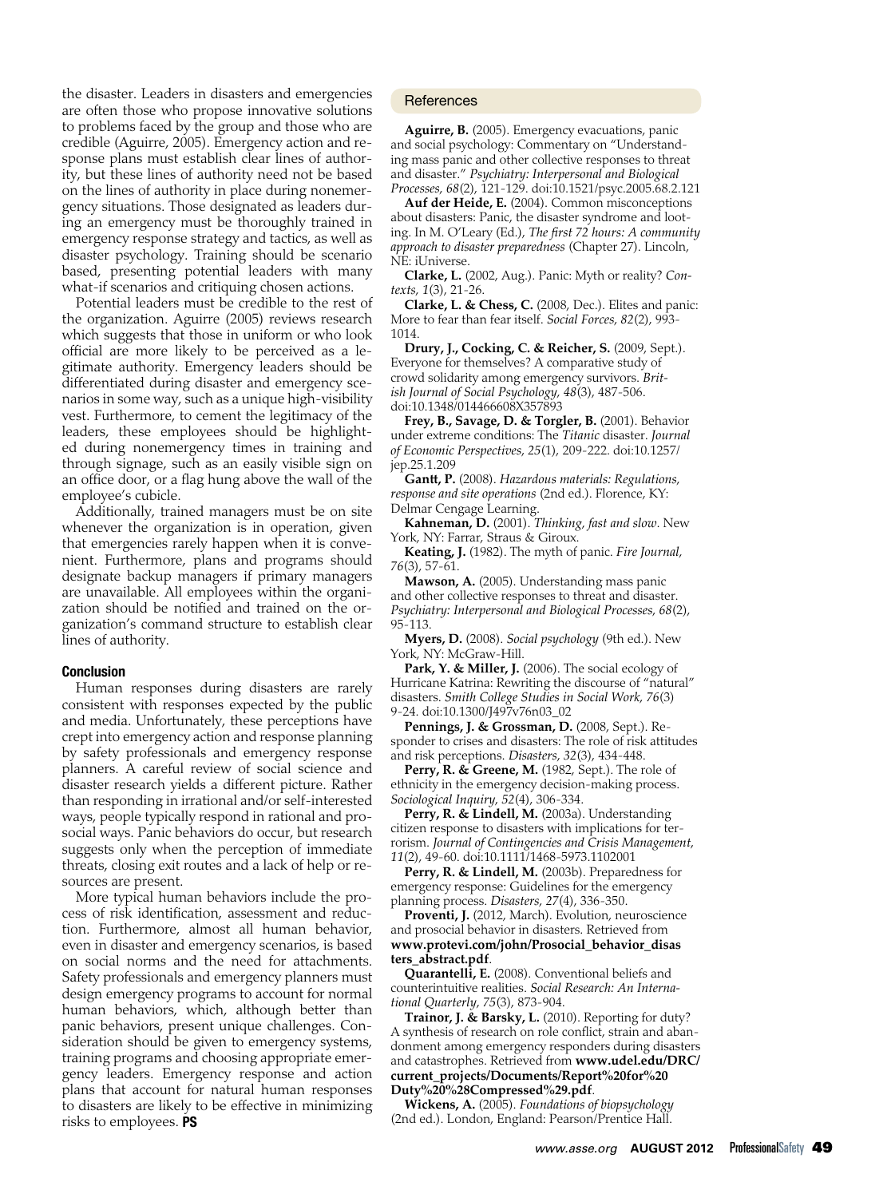the disaster. Leaders in disasters and emergencies are often those who propose innovative solutions to problems faced by the group and those who are credible (Aguirre, 2005). Emergency action and response plans must establish clear lines of authority, but these lines of authority need not be based on the lines of authority in place during nonemergency situations. Those designated as leaders during an emergency must be thoroughly trained in emergency response strategy and tactics, as well as disaster psychology. Training should be scenario based, presenting potential leaders with many what-if scenarios and critiquing chosen actions.

Potential leaders must be credible to the rest of the organization. Aguirre (2005) reviews research which suggests that those in uniform or who look official are more likely to be perceived as a legitimate authority. Emergency leaders should be differentiated during disaster and emergency scenarios in some way, such as a unique high-visibility vest. Furthermore, to cement the legitimacy of the leaders, these employees should be highlighted during nonemergency times in training and through signage, such as an easily visible sign on an office door, or a flag hung above the wall of the employee's cubicle.

Additionally, trained managers must be on site whenever the organization is in operation, given that emergencies rarely happen when it is convenient. Furthermore, plans and programs should designate backup managers if primary managers are unavailable. All employees within the organization should be notified and trained on the organization's command structure to establish clear lines of authority.

### Conclusion

Human responses during disasters are rarely consistent with responses expected by the public and media. Unfortunately, these perceptions have crept into emergency action and response planning by safety professionals and emergency response planners. A careful review of social science and disaster research yields a different picture. Rather than responding in irrational and/or self-interested ways, people typically respond in rational and prosocial ways. Panic behaviors do occur, but research suggests only when the perception of immediate threats, closing exit routes and a lack of help or resources are present.

More typical human behaviors include the process of risk identification, assessment and reduction. Furthermore, almost all human behavior, even in disaster and emergency scenarios, is based on social norms and the need for attachments. Safety professionals and emergency planners must design emergency programs to account for normal human behaviors, which, although better than panic behaviors, present unique challenges. Consideration should be given to emergency systems, training programs and choosing appropriate emergency leaders. Emergency response and action plans that account for natural human responses to disasters are likely to be effective in minimizing risks to employees. **PS**

## References

**Aguirre, B.** (2005). Emergency evacuations, panic and social psychology: Commentary on "Understanding mass panic and other collective responses to threat and disaster." *Psychiatry: Interpersonal and Biological Processes, 68*(2), 121-129. doi:10.1521/psyc.2005.68.2.121

**Auf der Heide, E.** (2004). Common misconceptions about disasters: Panic, the disaster syndrome and looting. In M. O'Leary (Ed.), *The first 72 hours: A community approach to disaster preparedness* (Chapter 27). Lincoln, NE: iUniverse.

**Clarke, L.** (2002, Aug.). Panic: Myth or reality? *Contexts, 1*(3), 21-26.

**Clarke, L. & Chess, C.** (2008, Dec.). Elites and panic: More to fear than fear itself. *Social Forces, 82*(2), 993-1014.

**Drury, J., Cocking, C. & Reicher, S.** (2009, Sept.). Everyone for themselves? A comparative study of crowd solidarity among emergency survivors. *British Journal of Social Psychology, 48*(3), 487-506. doi:10.1348/014466608X357893

**Frey, B., Savage, D. & Torgler, B.** (2001). Behavior under extreme conditions: The *Titanic* disaster. *Journal of Economic Perspectives, 25*(1), 209-222. doi:10.1257/jep.25.1.209

**Gantt, P.** (2008). *Hazardous materials: Regulations, response and site operations* (2nd ed.). Florence, KY: Delmar Cengage Learning.

**Kahneman, D.** (2001). *Thinking, fast and slow*. New York, NY: Farrar, Straus & Giroux.

**Keating, J.** (1982). The myth of panic. *Fire Journal, 76*(3), 57-61.

**Mawson, A.** (2005). Understanding mass panic and other collective responses to threat and disaster. *Psychiatry: Interpersonal and Biological Processes, 68*(2), 95-113.

**Myers, D.** (2008). *Social psychology* (9th ed.). New York, NY: McGraw-Hill.

**Park, Y. & Miller, J.** (2006). The social ecology of Hurricane Katrina: Rewriting the discourse of "natural" disasters. *Smith College Studies in Social Work, 76*(3) 9-24. doi:10.1300/J497v76n03_02

**Pennings, J. & Grossman, D.** (2008, Sept.). Responder to crises and disasters: The role of risk attitudes and risk perceptions. *Disasters, 32*(3), 434-448.

**Perry, R. & Greene, M.** (1982, Sept.). The role of ethnicity in the emergency decision-making process. *Sociological Inquiry, 52*(4), 306-334.

**Perry, R. & Lindell, M.** (2003a). Understanding citizen response to disasters with implications for terrorism. *Journal of Contingencies and Crisis Management, 11*(2), 49-60. doi:10.1111/1468-5973.1102001

**Perry, R. & Lindell, M.** (2003b). Preparedness for emergency response: Guidelines for the emergency planning process. *Disasters, 27*(4), 336-350.

**Proventi, J.** (2012, March). Evolution, neuroscience and prosocial behavior in disasters. Retrieved from **www.protevi.com/john/Prosocial_behavior_disasters_abstract.pdf**.

**Quarantelli, E.** (2008). Conventional beliefs and counterintuitive realities. *Social Research: An International Quarterly, 75*(3), 873-904.

**Trainor, J. & Barsky, L.** (2010). Reporting for duty? A synthesis of research on role conflict, strain and abandonment among emergency responders during disasters and catastrophes. Retrieved from **www.udel.edu/DRC/current_projects/Documents/Report%20for%20Duty%20%28Compressed%29.pdf**.

**Wickens, A.** (2005). *Foundations of biopsychology* (2nd ed.). London, England: Pearson/Prentice Hall.